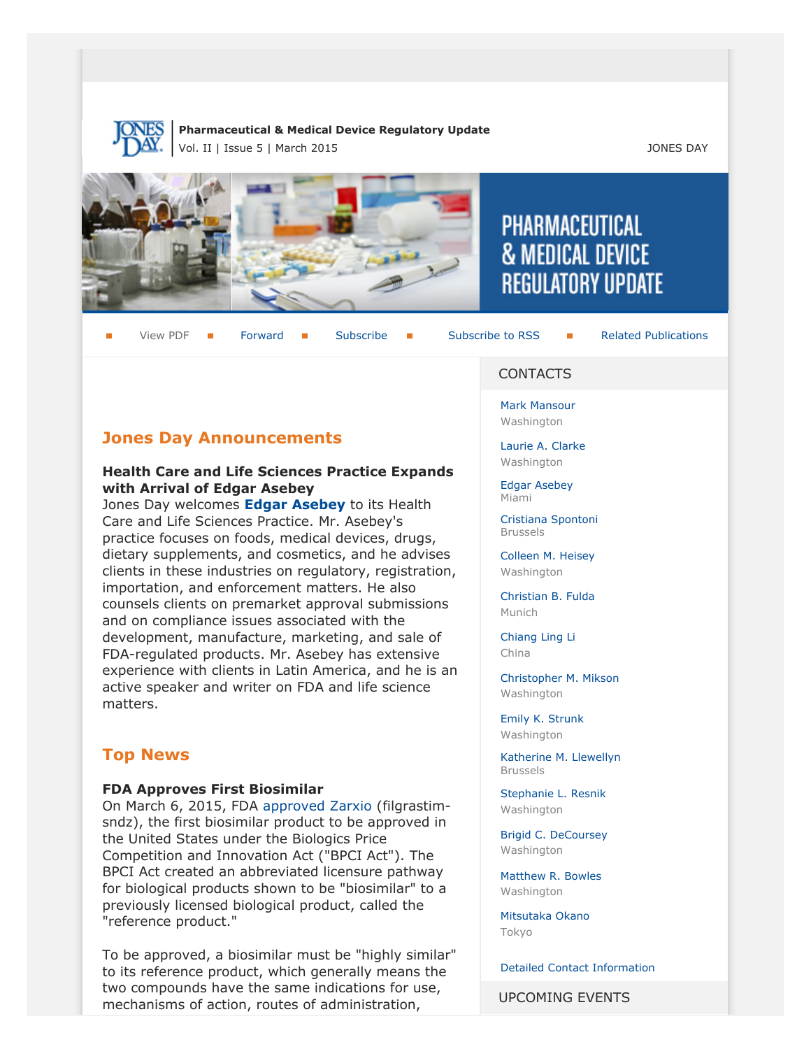**Pharmaceutical & Medical Device Regulatory Update**
Vol. II | Issue 5 | March 2015

JONES DAY

# PHARMACEUTICAL & MEDICAL DEVICE REGULATORY UPDATE

View PDF | Forward | Subscribe | Subscribe to RSS | Related Publications

## Jones Day Announcements

**Health Care and Life Sciences Practice Expands with Arrival of Edgar Asebey**
Jones Day welcomes **Edgar Asebey** to its Health Care and Life Sciences Practice. Mr. Asebey's practice focuses on foods, medical devices, drugs, dietary supplements, and cosmetics, and he advises clients in these industries on regulatory, registration, importation, and enforcement matters. He also counsels clients on premarket approval submissions and on compliance issues associated with the development, manufacture, marketing, and sale of FDA-regulated products. Mr. Asebey has extensive experience with clients in Latin America, and he is an active speaker and writer on FDA and life science matters.

## Top News

**FDA Approves First Biosimilar**
On March 6, 2015, FDA approved Zarxio (filgrastim-sndz), the first biosimilar product to be approved in the United States under the Biologics Price Competition and Innovation Act ("BPCI Act"). The BPCI Act created an abbreviated licensure pathway for biological products shown to be "biosimilar" to a previously licensed biological product, called the "reference product."

To be approved, a biosimilar must be "highly similar" to its reference product, which generally means the two compounds have the same indications for use, mechanisms of action, routes of administration,

## CONTACTS

Mark Mansour
Washington

Laurie A. Clarke
Washington

Edgar Asebey
Miami

Cristiana Spontoni
Brussels

Colleen M. Heisey
Washington

Christian B. Fulda
Munich

Chiang Ling Li
China

Christopher M. Mikson
Washington

Emily K. Strunk
Washington

Katherine M. Llewellyn
Brussels

Stephanie L. Resnik
Washington

Brigid C. DeCoursey
Washington

Matthew R. Bowles
Washington

Mitsutaka Okano
Tokyo

Detailed Contact Information

## UPCOMING EVENTS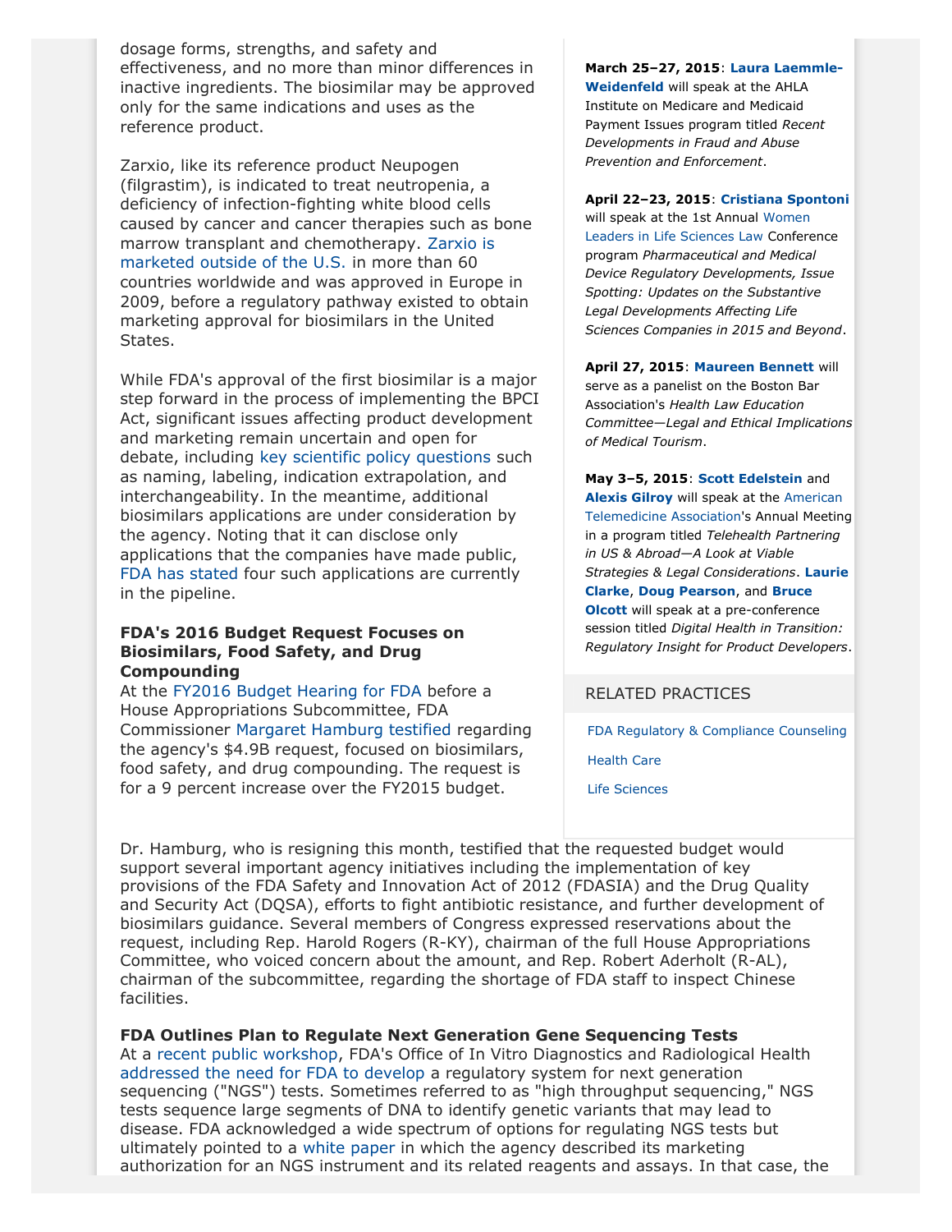dosage forms, strengths, and safety and effectiveness, and no more than minor differences in inactive ingredients. The biosimilar may be approved only for the same indications and uses as the reference product.

Zarxio, like its reference product Neupogen (filgrastim), is indicated to treat neutropenia, a deficiency of infection-fighting white blood cells caused by cancer and cancer therapies such as bone marrow transplant and chemotherapy. Zarxio is marketed outside of the U.S. in more than 60 countries worldwide and was approved in Europe in 2009, before a regulatory pathway existed to obtain marketing approval for biosimilars in the United States.

While FDA's approval of the first biosimilar is a major step forward in the process of implementing the BPCI Act, significant issues affecting product development and marketing remain uncertain and open for debate, including key scientific policy questions such as naming, labeling, indication extrapolation, and interchangeability. In the meantime, additional biosimilars applications are under consideration by the agency. Noting that it can disclose only applications that the companies have made public, FDA has stated four such applications are currently in the pipeline.

**FDA's 2016 Budget Request Focuses on Biosimilars, Food Safety, and Drug Compounding**

At the FY2016 Budget Hearing for FDA before a House Appropriations Subcommittee, FDA Commissioner Margaret Hamburg testified regarding the agency's $4.9B request, focused on biosimilars, food safety, and drug compounding. The request is for a 9 percent increase over the FY2015 budget.

Dr. Hamburg, who is resigning this month, testified that the requested budget would support several important agency initiatives including the implementation of key provisions of the FDA Safety and Innovation Act of 2012 (FDASIA) and the Drug Quality and Security Act (DQSA), efforts to fight antibiotic resistance, and further development of biosimilars guidance. Several members of Congress expressed reservations about the request, including Rep. Harold Rogers (R-KY), chairman of the full House Appropriations Committee, who voiced concern about the amount, and Rep. Robert Aderholt (R-AL), chairman of the subcommittee, regarding the shortage of FDA staff to inspect Chinese facilities.

**FDA Outlines Plan to Regulate Next Generation Gene Sequencing Tests**

At a recent public workshop, FDA's Office of In Vitro Diagnostics and Radiological Health addressed the need for FDA to develop a regulatory system for next generation sequencing ("NGS") tests. Sometimes referred to as "high throughput sequencing," NGS tests sequence large segments of DNA to identify genetic variants that may lead to disease. FDA acknowledged a wide spectrum of options for regulating NGS tests but ultimately pointed to a white paper in which the agency described its marketing authorization for an NGS instrument and its related reagents and assays. In that case, the

**March 25–27, 2015**: **Laura Laemmle-Weidenfeld** will speak at the AHLA Institute on Medicare and Medicaid Payment Issues program titled *Recent Developments in Fraud and Abuse Prevention and Enforcement*.

**April 22–23, 2015**: **Cristiana Spontoni** will speak at the 1st Annual Women Leaders in Life Sciences Law Conference program *Pharmaceutical and Medical Device Regulatory Developments, Issue Spotting: Updates on the Substantive Legal Developments Affecting Life Sciences Companies in 2015 and Beyond*.

**April 27, 2015**: **Maureen Bennett** will serve as a panelist on the Boston Bar Association's *Health Law Education Committee—Legal and Ethical Implications of Medical Tourism*.

**May 3–5, 2015**: **Scott Edelstein** and **Alexis Gilroy** will speak at the American Telemedicine Association's Annual Meeting in a program titled *Telehealth Partnering in US & Abroad—A Look at Viable Strategies & Legal Considerations*. **Laurie Clarke**, **Doug Pearson**, and **Bruce Olcott** will speak at a pre-conference session titled *Digital Health in Transition: Regulatory Insight for Product Developers*.

RELATED PRACTICES

- FDA Regulatory & Compliance Counseling
- Health Care
- Life Sciences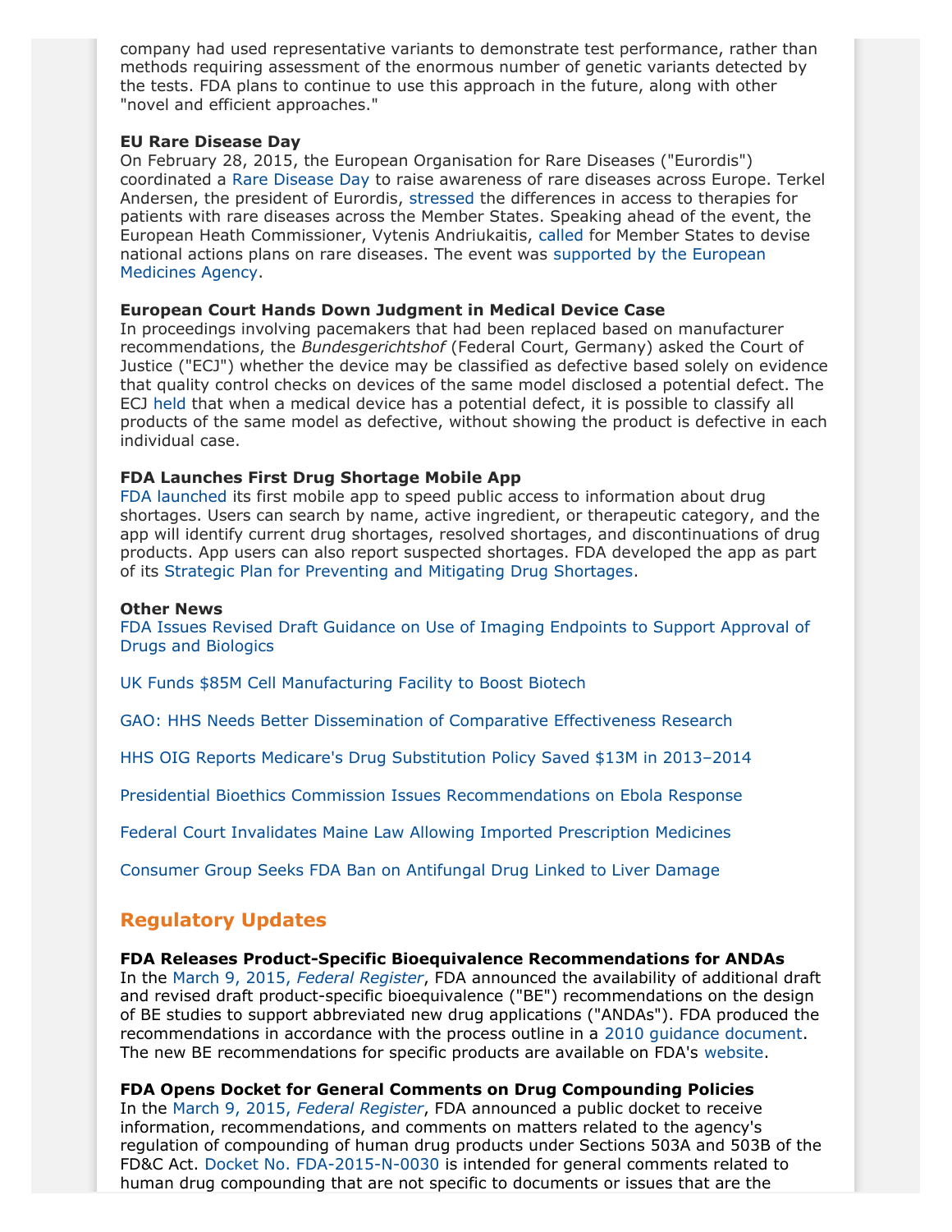company had used representative variants to demonstrate test performance, rather than methods requiring assessment of the enormous number of genetic variants detected by the tests. FDA plans to continue to use this approach in the future, along with other "novel and efficient approaches."

**EU Rare Disease Day**

On February 28, 2015, the European Organisation for Rare Diseases ("Eurordis") coordinated a Rare Disease Day to raise awareness of rare diseases across Europe. Terkel Andersen, the president of Eurordis, stressed the differences in access to therapies for patients with rare diseases across the Member States. Speaking ahead of the event, the European Heath Commissioner, Vytenis Andriukaitis, called for Member States to devise national actions plans on rare diseases. The event was supported by the European Medicines Agency.

**European Court Hands Down Judgment in Medical Device Case**

In proceedings involving pacemakers that had been replaced based on manufacturer recommendations, the *Bundesgerichtshof* (Federal Court, Germany) asked the Court of Justice ("ECJ") whether the device may be classified as defective based solely on evidence that quality control checks on devices of the same model disclosed a potential defect. The ECJ held that when a medical device has a potential defect, it is possible to classify all products of the same model as defective, without showing the product is defective in each individual case.

**FDA Launches First Drug Shortage Mobile App**

FDA launched its first mobile app to speed public access to information about drug shortages. Users can search by name, active ingredient, or therapeutic category, and the app will identify current drug shortages, resolved shortages, and discontinuations of drug products. App users can also report suspected shortages. FDA developed the app as part of its Strategic Plan for Preventing and Mitigating Drug Shortages.

**Other News**

FDA Issues Revised Draft Guidance on Use of Imaging Endpoints to Support Approval of Drugs and Biologics

UK Funds $85M Cell Manufacturing Facility to Boost Biotech

GAO: HHS Needs Better Dissemination of Comparative Effectiveness Research

HHS OIG Reports Medicare's Drug Substitution Policy Saved $13M in 2013–2014

Presidential Bioethics Commission Issues Recommendations on Ebola Response

Federal Court Invalidates Maine Law Allowing Imported Prescription Medicines

Consumer Group Seeks FDA Ban on Antifungal Drug Linked to Liver Damage

## Regulatory Updates

**FDA Releases Product-Specific Bioequivalence Recommendations for ANDAs**

In the March 9, 2015, *Federal Register*, FDA announced the availability of additional draft and revised draft product-specific bioequivalence ("BE") recommendations on the design of BE studies to support abbreviated new drug applications ("ANDAs"). FDA produced the recommendations in accordance with the process outline in a 2010 guidance document. The new BE recommendations for specific products are available on FDA's website.

**FDA Opens Docket for General Comments on Drug Compounding Policies**

In the March 9, 2015, *Federal Register*, FDA announced a public docket to receive information, recommendations, and comments on matters related to the agency's regulation of compounding of human drug products under Sections 503A and 503B of the FD&C Act. Docket No. FDA-2015-N-0030 is intended for general comments related to human drug compounding that are not specific to documents or issues that are the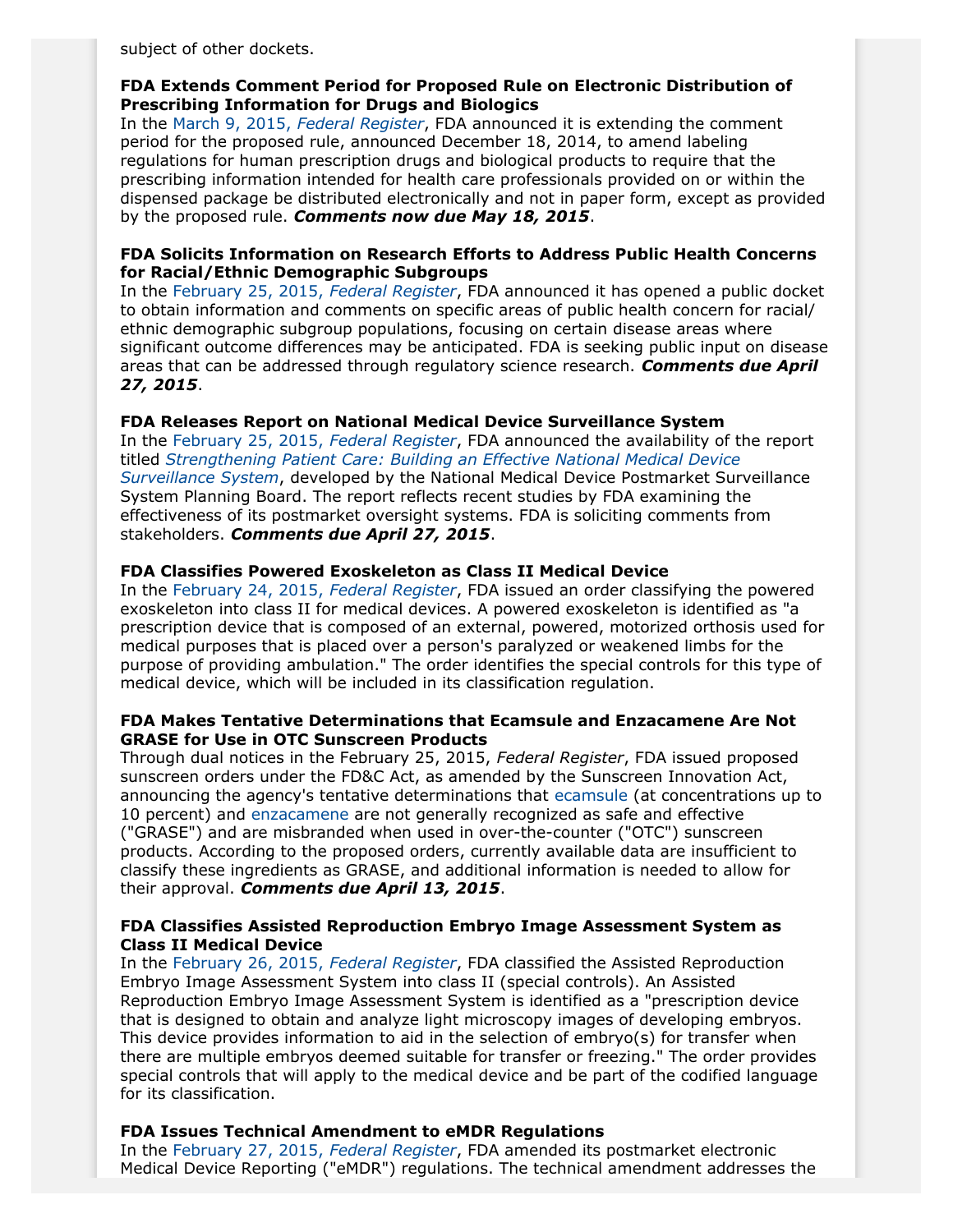subject of other dockets.

**FDA Extends Comment Period for Proposed Rule on Electronic Distribution of Prescribing Information for Drugs and Biologics**
In the March 9, 2015, *Federal Register*, FDA announced it is extending the comment period for the proposed rule, announced December 18, 2014, to amend labeling regulations for human prescription drugs and biological products to require that the prescribing information intended for health care professionals provided on or within the dispensed package be distributed electronically and not in paper form, except as provided by the proposed rule. ***Comments now due May 18, 2015***.

**FDA Solicits Information on Research Efforts to Address Public Health Concerns for Racial/Ethnic Demographic Subgroups**
In the February 25, 2015, *Federal Register*, FDA announced it has opened a public docket to obtain information and comments on specific areas of public health concern for racial/ethnic demographic subgroup populations, focusing on certain disease areas where significant outcome differences may be anticipated. FDA is seeking public input on disease areas that can be addressed through regulatory science research. ***Comments due April 27, 2015***.

**FDA Releases Report on National Medical Device Surveillance System**
In the February 25, 2015, *Federal Register*, FDA announced the availability of the report titled *Strengthening Patient Care: Building an Effective National Medical Device Surveillance System*, developed by the National Medical Device Postmarket Surveillance System Planning Board. The report reflects recent studies by FDA examining the effectiveness of its postmarket oversight systems. FDA is soliciting comments from stakeholders. ***Comments due April 27, 2015***.

**FDA Classifies Powered Exoskeleton as Class II Medical Device**
In the February 24, 2015, *Federal Register*, FDA issued an order classifying the powered exoskeleton into class II for medical devices. A powered exoskeleton is identified as "a prescription device that is composed of an external, powered, motorized orthosis used for medical purposes that is placed over a person's paralyzed or weakened limbs for the purpose of providing ambulation." The order identifies the special controls for this type of medical device, which will be included in its classification regulation.

**FDA Makes Tentative Determinations that Ecamsule and Enzacamene Are Not GRASE for Use in OTC Sunscreen Products**
Through dual notices in the February 25, 2015, *Federal Register*, FDA issued proposed sunscreen orders under the FD&C Act, as amended by the Sunscreen Innovation Act, announcing the agency's tentative determinations that ecamsule (at concentrations up to 10 percent) and enzacamene are not generally recognized as safe and effective ("GRASE") and are misbranded when used in over-the-counter ("OTC") sunscreen products. According to the proposed orders, currently available data are insufficient to classify these ingredients as GRASE, and additional information is needed to allow for their approval. ***Comments due April 13, 2015***.

**FDA Classifies Assisted Reproduction Embryo Image Assessment System as Class II Medical Device**
In the February 26, 2015, *Federal Register*, FDA classified the Assisted Reproduction Embryo Image Assessment System into class II (special controls). An Assisted Reproduction Embryo Image Assessment System is identified as a "prescription device that is designed to obtain and analyze light microscopy images of developing embryos. This device provides information to aid in the selection of embryo(s) for transfer when there are multiple embryos deemed suitable for transfer or freezing." The order provides special controls that will apply to the medical device and be part of the codified language for its classification.

**FDA Issues Technical Amendment to eMDR Regulations**
In the February 27, 2015, *Federal Register*, FDA amended its postmarket electronic Medical Device Reporting ("eMDR") regulations. The technical amendment addresses the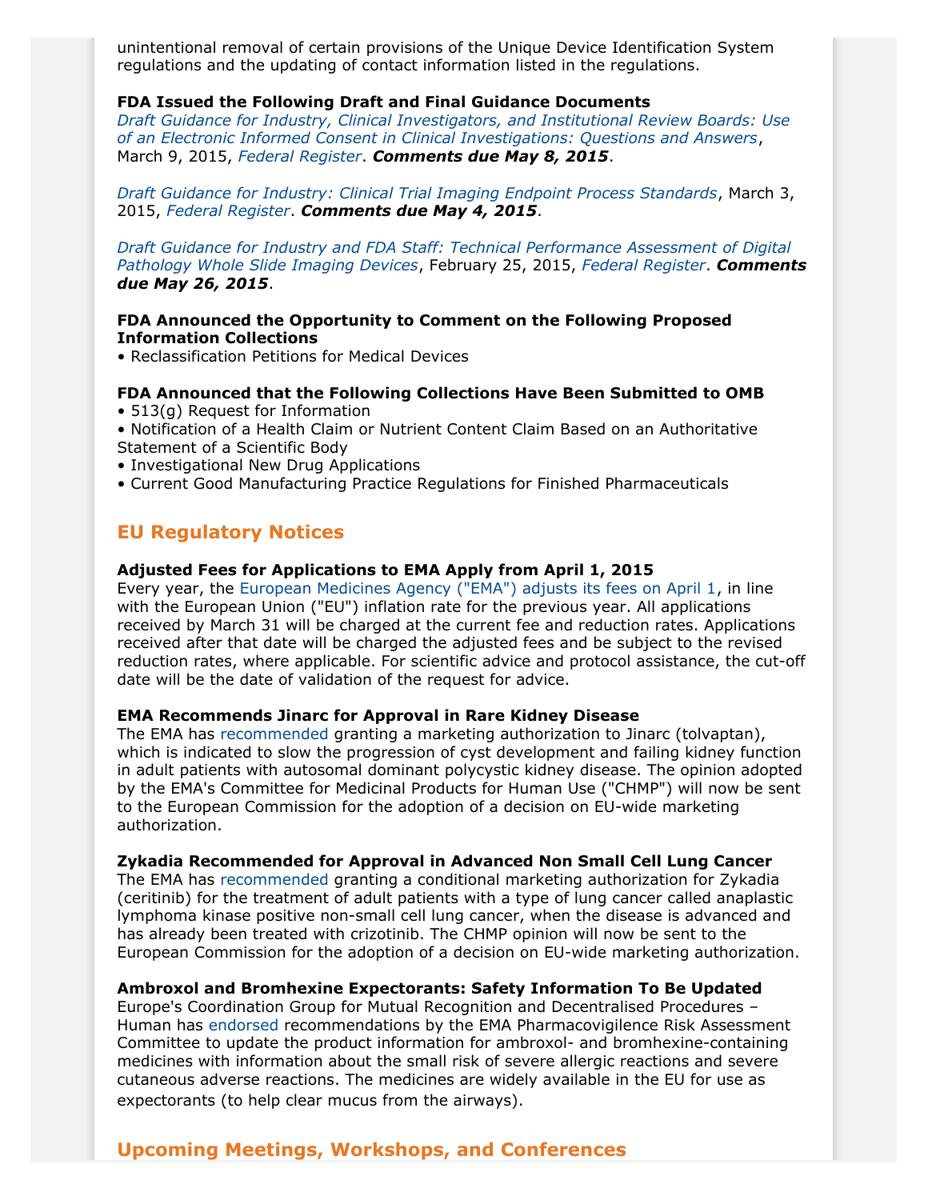unintentional removal of certain provisions of the Unique Device Identification System regulations and the updating of contact information listed in the regulations.

**FDA Issued the Following Draft and Final Guidance Documents**

*Draft Guidance for Industry, Clinical Investigators, and Institutional Review Boards: Use of an Electronic Informed Consent in Clinical Investigations: Questions and Answers*, March 9, 2015, *Federal Register*. ***Comments due May 8, 2015***.

*Draft Guidance for Industry: Clinical Trial Imaging Endpoint Process Standards*, March 3, 2015, *Federal Register*. ***Comments due May 4, 2015***.

*Draft Guidance for Industry and FDA Staff: Technical Performance Assessment of Digital Pathology Whole Slide Imaging Devices*, February 25, 2015, *Federal Register*. ***Comments due May 26, 2015***.

**FDA Announced the Opportunity to Comment on the Following Proposed Information Collections**

- Reclassification Petitions for Medical Devices

**FDA Announced that the Following Collections Have Been Submitted to OMB**

- 513(g) Request for Information
- Notification of a Health Claim or Nutrient Content Claim Based on an Authoritative Statement of a Scientific Body
- Investigational New Drug Applications
- Current Good Manufacturing Practice Regulations for Finished Pharmaceuticals

## EU Regulatory Notices

**Adjusted Fees for Applications to EMA Apply from April 1, 2015**

Every year, the European Medicines Agency ("EMA") adjusts its fees on April 1, in line with the European Union ("EU") inflation rate for the previous year. All applications received by March 31 will be charged at the current fee and reduction rates. Applications received after that date will be charged the adjusted fees and be subject to the revised reduction rates, where applicable. For scientific advice and protocol assistance, the cut-off date will be the date of validation of the request for advice.

**EMA Recommends Jinarc for Approval in Rare Kidney Disease**

The EMA has recommended granting a marketing authorization to Jinarc (tolvaptan), which is indicated to slow the progression of cyst development and failing kidney function in adult patients with autosomal dominant polycystic kidney disease. The opinion adopted by the EMA's Committee for Medicinal Products for Human Use ("CHMP") will now be sent to the European Commission for the adoption of a decision on EU-wide marketing authorization.

**Zykadia Recommended for Approval in Advanced Non Small Cell Lung Cancer**

The EMA has recommended granting a conditional marketing authorization for Zykadia (ceritinib) for the treatment of adult patients with a type of lung cancer called anaplastic lymphoma kinase positive non-small cell lung cancer, when the disease is advanced and has already been treated with crizotinib. The CHMP opinion will now be sent to the European Commission for the adoption of a decision on EU-wide marketing authorization.

**Ambroxol and Bromhexine Expectorants: Safety Information To Be Updated**

Europe's Coordination Group for Mutual Recognition and Decentralised Procedures – Human has endorsed recommendations by the EMA Pharmacovigilence Risk Assessment Committee to update the product information for ambroxol- and bromhexine-containing medicines with information about the small risk of severe allergic reactions and severe cutaneous adverse reactions. The medicines are widely available in the EU for use as expectorants (to help clear mucus from the airways).

## Upcoming Meetings, Workshops, and Conferences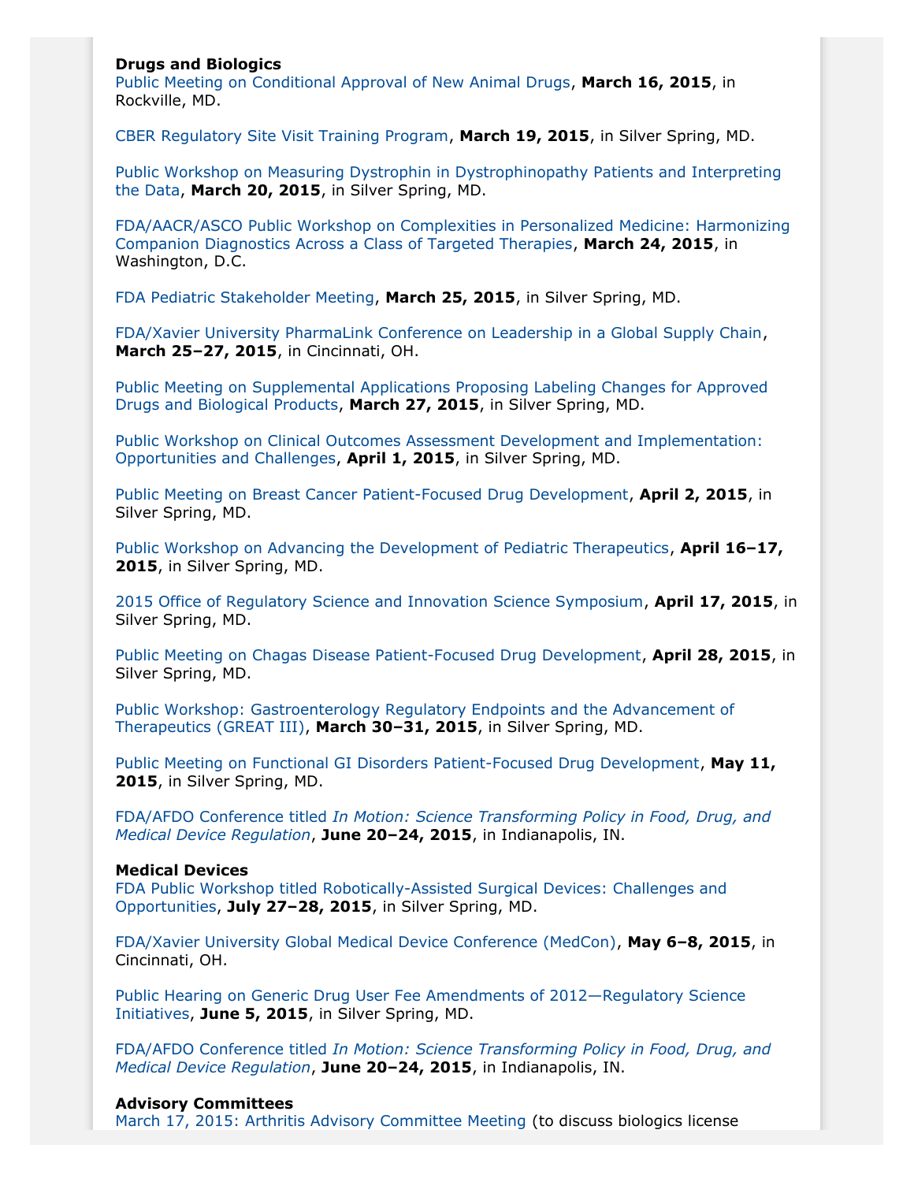**Drugs and Biologics**

Public Meeting on Conditional Approval of New Animal Drugs, **March 16, 2015**, in Rockville, MD.

CBER Regulatory Site Visit Training Program, **March 19, 2015**, in Silver Spring, MD.

Public Workshop on Measuring Dystrophin in Dystrophinopathy Patients and Interpreting the Data, **March 20, 2015**, in Silver Spring, MD.

FDA/AACR/ASCO Public Workshop on Complexities in Personalized Medicine: Harmonizing Companion Diagnostics Across a Class of Targeted Therapies, **March 24, 2015**, in Washington, D.C.

FDA Pediatric Stakeholder Meeting, **March 25, 2015**, in Silver Spring, MD.

FDA/Xavier University PharmaLink Conference on Leadership in a Global Supply Chain, **March 25–27, 2015**, in Cincinnati, OH.

Public Meeting on Supplemental Applications Proposing Labeling Changes for Approved Drugs and Biological Products, **March 27, 2015**, in Silver Spring, MD.

Public Workshop on Clinical Outcomes Assessment Development and Implementation: Opportunities and Challenges, **April 1, 2015**, in Silver Spring, MD.

Public Meeting on Breast Cancer Patient-Focused Drug Development, **April 2, 2015**, in Silver Spring, MD.

Public Workshop on Advancing the Development of Pediatric Therapeutics, **April 16–17, 2015**, in Silver Spring, MD.

2015 Office of Regulatory Science and Innovation Science Symposium, **April 17, 2015**, in Silver Spring, MD.

Public Meeting on Chagas Disease Patient-Focused Drug Development, **April 28, 2015**, in Silver Spring, MD.

Public Workshop: Gastroenterology Regulatory Endpoints and the Advancement of Therapeutics (GREAT III), **March 30–31, 2015**, in Silver Spring, MD.

Public Meeting on Functional GI Disorders Patient-Focused Drug Development, **May 11, 2015**, in Silver Spring, MD.

FDA/AFDO Conference titled *In Motion: Science Transforming Policy in Food, Drug, and Medical Device Regulation*, **June 20–24, 2015**, in Indianapolis, IN.

**Medical Devices**

FDA Public Workshop titled Robotically-Assisted Surgical Devices: Challenges and Opportunities, **July 27–28, 2015**, in Silver Spring, MD.

FDA/Xavier University Global Medical Device Conference (MedCon), **May 6–8, 2015**, in Cincinnati, OH.

Public Hearing on Generic Drug User Fee Amendments of 2012—Regulatory Science Initiatives, **June 5, 2015**, in Silver Spring, MD.

FDA/AFDO Conference titled *In Motion: Science Transforming Policy in Food, Drug, and Medical Device Regulation*, **June 20–24, 2015**, in Indianapolis, IN.

**Advisory Committees**

March 17, 2015: Arthritis Advisory Committee Meeting (to discuss biologics license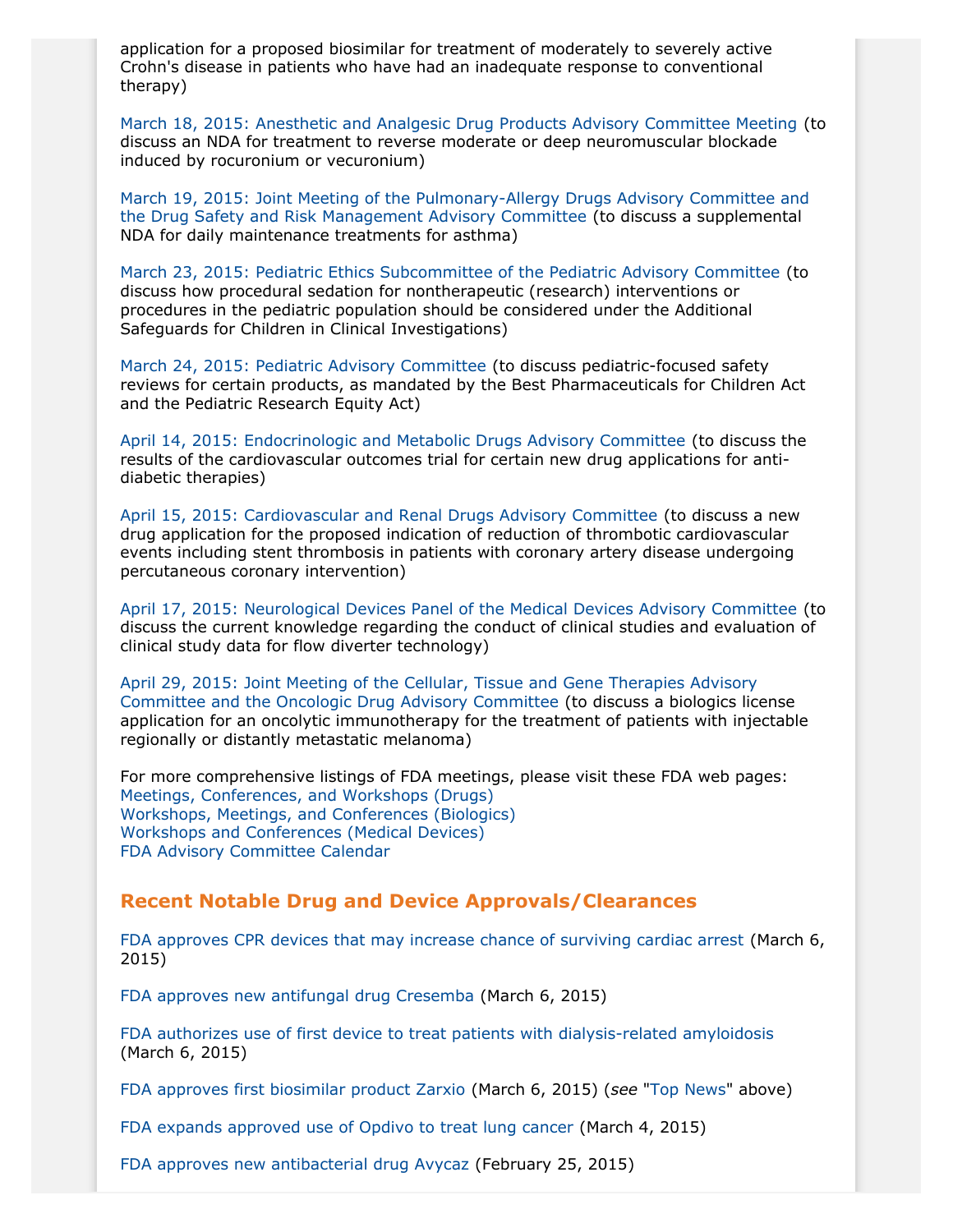application for a proposed biosimilar for treatment of moderately to severely active Crohn's disease in patients who have had an inadequate response to conventional therapy)

March 18, 2015: Anesthetic and Analgesic Drug Products Advisory Committee Meeting (to discuss an NDA for treatment to reverse moderate or deep neuromuscular blockade induced by rocuronium or vecuronium)

March 19, 2015: Joint Meeting of the Pulmonary-Allergy Drugs Advisory Committee and the Drug Safety and Risk Management Advisory Committee (to discuss a supplemental NDA for daily maintenance treatments for asthma)

March 23, 2015: Pediatric Ethics Subcommittee of the Pediatric Advisory Committee (to discuss how procedural sedation for nontherapeutic (research) interventions or procedures in the pediatric population should be considered under the Additional Safeguards for Children in Clinical Investigations)

March 24, 2015: Pediatric Advisory Committee (to discuss pediatric-focused safety reviews for certain products, as mandated by the Best Pharmaceuticals for Children Act and the Pediatric Research Equity Act)

April 14, 2015: Endocrinologic and Metabolic Drugs Advisory Committee (to discuss the results of the cardiovascular outcomes trial for certain new drug applications for anti-diabetic therapies)

April 15, 2015: Cardiovascular and Renal Drugs Advisory Committee (to discuss a new drug application for the proposed indication of reduction of thrombotic cardiovascular events including stent thrombosis in patients with coronary artery disease undergoing percutaneous coronary intervention)

April 17, 2015: Neurological Devices Panel of the Medical Devices Advisory Committee (to discuss the current knowledge regarding the conduct of clinical studies and evaluation of clinical study data for flow diverter technology)

April 29, 2015: Joint Meeting of the Cellular, Tissue and Gene Therapies Advisory Committee and the Oncologic Drug Advisory Committee (to discuss a biologics license application for an oncolytic immunotherapy for the treatment of patients with injectable regionally or distantly metastatic melanoma)

For more comprehensive listings of FDA meetings, please visit these FDA web pages:
Meetings, Conferences, and Workshops (Drugs)
Workshops, Meetings, and Conferences (Biologics)
Workshops and Conferences (Medical Devices)
FDA Advisory Committee Calendar

## Recent Notable Drug and Device Approvals/Clearances

FDA approves CPR devices that may increase chance of surviving cardiac arrest (March 6, 2015)

FDA approves new antifungal drug Cresemba (March 6, 2015)

FDA authorizes use of first device to treat patients with dialysis-related amyloidosis (March 6, 2015)

FDA approves first biosimilar product Zarxio (March 6, 2015) (*see* "Top News" above)

FDA expands approved use of Opdivo to treat lung cancer (March 4, 2015)

FDA approves new antibacterial drug Avycaz (February 25, 2015)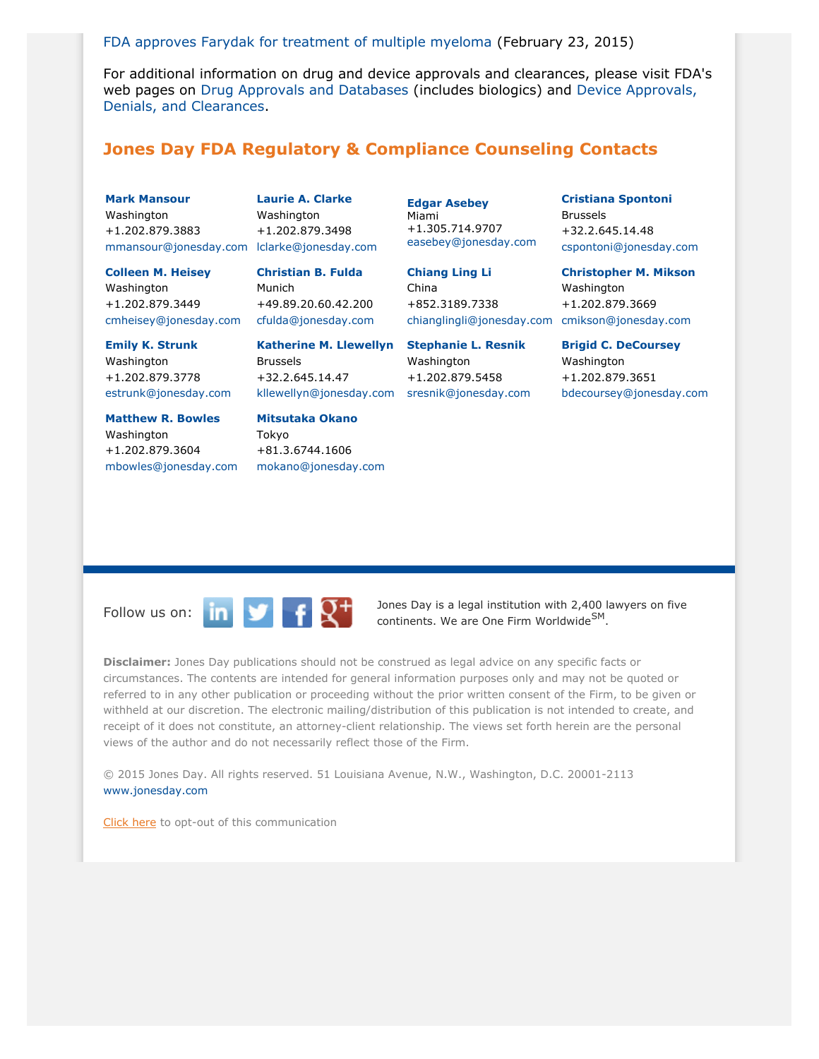FDA approves Farydak for treatment of multiple myeloma (February 23, 2015)

For additional information on drug and device approvals and clearances, please visit FDA's web pages on Drug Approvals and Databases (includes biologics) and Device Approvals, Denials, and Clearances.

## Jones Day FDA Regulatory & Compliance Counseling Contacts

**Mark Mansour**
Washington
+1.202.879.3883
mmansour@jonesday.com

**Laurie A. Clarke**
Washington
+1.202.879.3498
lclarke@jonesday.com

**Edgar Asebey**
Miami
+1.305.714.9707
easebey@jonesday.com

**Cristiana Spontoni**
Brussels
+32.2.645.14.48
cspontoni@jonesday.com

**Colleen M. Heisey**
Washington
+1.202.879.3449
cmheisey@jonesday.com

**Christian B. Fulda**
Munich
+49.89.20.60.42.200
cfulda@jonesday.com

**Chiang Ling Li**
China
+852.3189.7338
chianglingli@jonesday.com

**Christopher M. Mikson**
Washington
+1.202.879.3669
cmikson@jonesday.com

**Emily K. Strunk**
Washington
+1.202.879.3778
estrunk@jonesday.com

**Katherine M. Llewellyn**
Brussels
+32.2.645.14.47
kllewellyn@jonesday.com

**Stephanie L. Resnik**
Washington
+1.202.879.5458
sresnik@jonesday.com

**Brigid C. DeCoursey**
Washington
+1.202.879.3651
bdecoursey@jonesday.com

**Matthew R. Bowles**
Washington
+1.202.879.3604
mbowles@jonesday.com

**Mitsutaka Okano**
Tokyo
+81.3.6744.1606
mokano@jonesday.com

Follow us on:

Jones Day is a legal institution with 2,400 lawyers on five continents. We are One Firm Worldwide℠.

**Disclaimer:** Jones Day publications should not be construed as legal advice on any specific facts or circumstances. The contents are intended for general information purposes only and may not be quoted or referred to in any other publication or proceeding without the prior written consent of the Firm, to be given or withheld at our discretion. The electronic mailing/distribution of this publication is not intended to create, and receipt of it does not constitute, an attorney-client relationship. The views set forth herein are the personal views of the author and do not necessarily reflect those of the Firm.

© 2015 Jones Day. All rights reserved. 51 Louisiana Avenue, N.W., Washington, D.C. 20001-2113
www.jonesday.com

Click here to opt-out of this communication